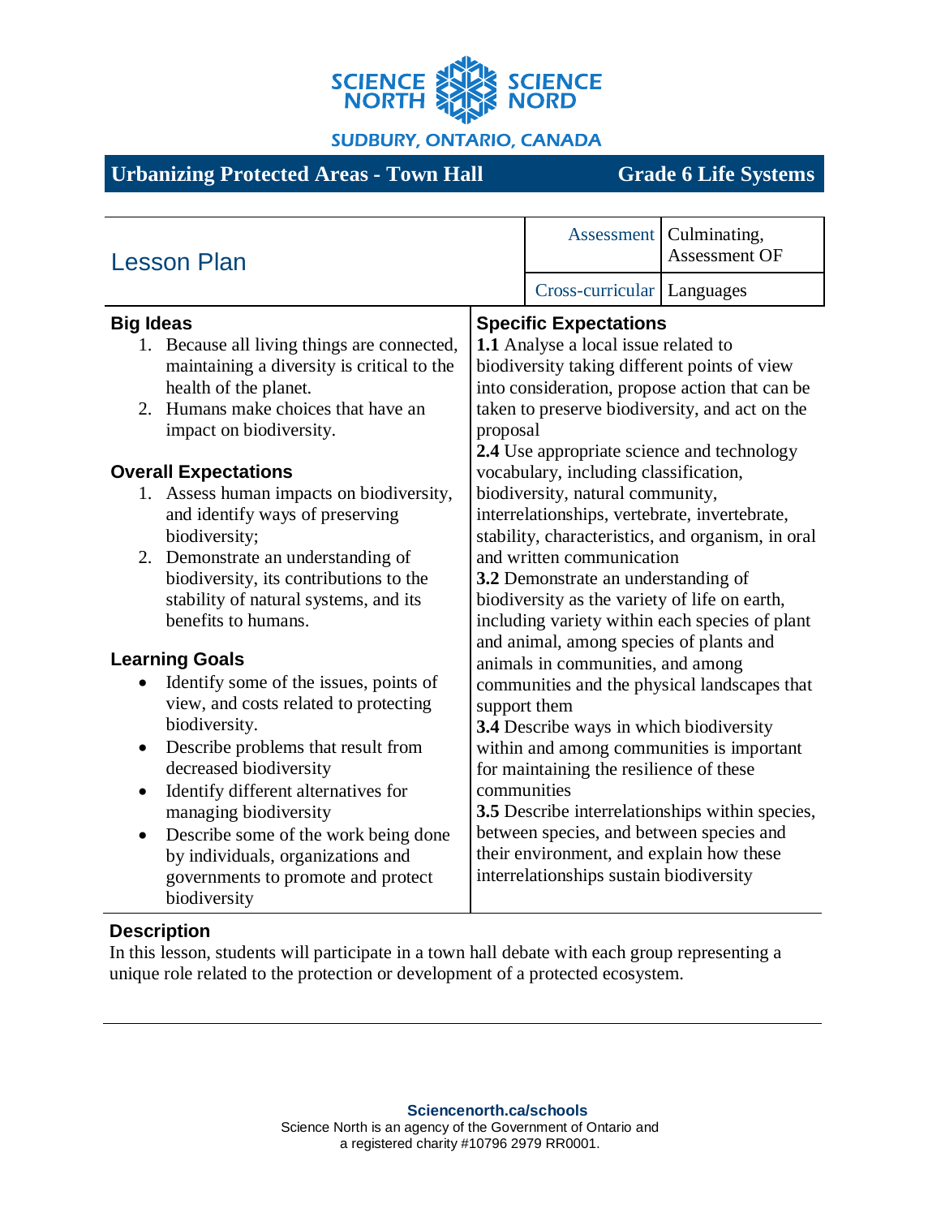SCIENCE NORTH SCIENCE NORD

SUDBURY, ONTARIO, CANADA

# Urbanizing Protected Areas - Town Hall — Grade 6 Life Systems

## Lesson Plan

| | |
|---|---|
| Assessment | Culminating, Assessment OF |
| Cross-curricular | Languages |

### Big Ideas

1. Because all living things are connected, maintaining a diversity is critical to the health of the planet.
2. Humans make choices that have an impact on biodiversity.

### Overall Expectations

1. Assess human impacts on biodiversity, and identify ways of preserving biodiversity;
2. Demonstrate an understanding of biodiversity, its contributions to the stability of natural systems, and its benefits to humans.

### Learning Goals

- Identify some of the issues, points of view, and costs related to protecting biodiversity.
- Describe problems that result from decreased biodiversity
- Identify different alternatives for managing biodiversity
- Describe some of the work being done by individuals, organizations and governments to promote and protect biodiversity

### Specific Expectations

**1.1** Analyse a local issue related to biodiversity taking different points of view into consideration, propose action that can be taken to preserve biodiversity, and act on the proposal

**2.4** Use appropriate science and technology vocabulary, including classification, biodiversity, natural community, interrelationships, vertebrate, invertebrate, stability, characteristics, and organism, in oral and written communication

**3.2** Demonstrate an understanding of biodiversity as the variety of life on earth, including variety within each species of plant and animal, among species of plants and animals in communities, and among communities and the physical landscapes that support them

**3.4** Describe ways in which biodiversity within and among communities is important for maintaining the resilience of these communities

**3.5** Describe interrelationships within species, between species, and between species and their environment, and explain how these interrelationships sustain biodiversity

### Description

In this lesson, students will participate in a town hall debate with each group representing a unique role related to the protection or development of a protected ecosystem.

**Sciencenorth.ca/schools**
Science North is an agency of the Government of Ontario and a registered charity #10796 2979 RR0001.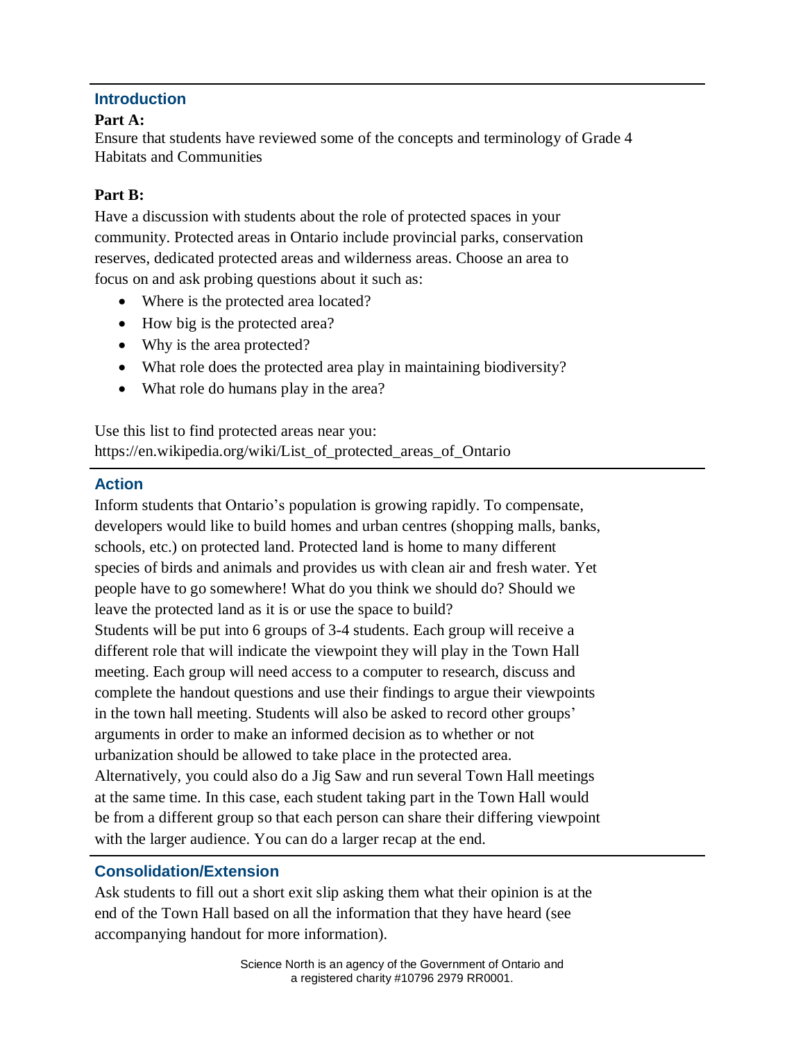## Introduction

**Part A:**

Ensure that students have reviewed some of the concepts and terminology of Grade 4 Habitats and Communities

**Part B:**

Have a discussion with students about the role of protected spaces in your community. Protected areas in Ontario include provincial parks, conservation reserves, dedicated protected areas and wilderness areas. Choose an area to focus on and ask probing questions about it such as:

- Where is the protected area located?
- How big is the protected area?
- Why is the area protected?
- What role does the protected area play in maintaining biodiversity?
- What role do humans play in the area?

Use this list to find protected areas near you:
https://en.wikipedia.org/wiki/List_of_protected_areas_of_Ontario

## Action

Inform students that Ontario's population is growing rapidly. To compensate, developers would like to build homes and urban centres (shopping malls, banks, schools, etc.) on protected land. Protected land is home to many different species of birds and animals and provides us with clean air and fresh water. Yet people have to go somewhere! What do you think we should do? Should we leave the protected land as it is or use the space to build?

Students will be put into 6 groups of 3-4 students. Each group will receive a different role that will indicate the viewpoint they will play in the Town Hall meeting. Each group will need access to a computer to research, discuss and complete the handout questions and use their findings to argue their viewpoints in the town hall meeting. Students will also be asked to record other groups' arguments in order to make an informed decision as to whether or not urbanization should be allowed to take place in the protected area.

Alternatively, you could also do a Jig Saw and run several Town Hall meetings at the same time. In this case, each student taking part in the Town Hall would be from a different group so that each person can share their differing viewpoint with the larger audience. You can do a larger recap at the end.

## Consolidation/Extension

Ask students to fill out a short exit slip asking them what their opinion is at the end of the Town Hall based on all the information that they have heard (see accompanying handout for more information).